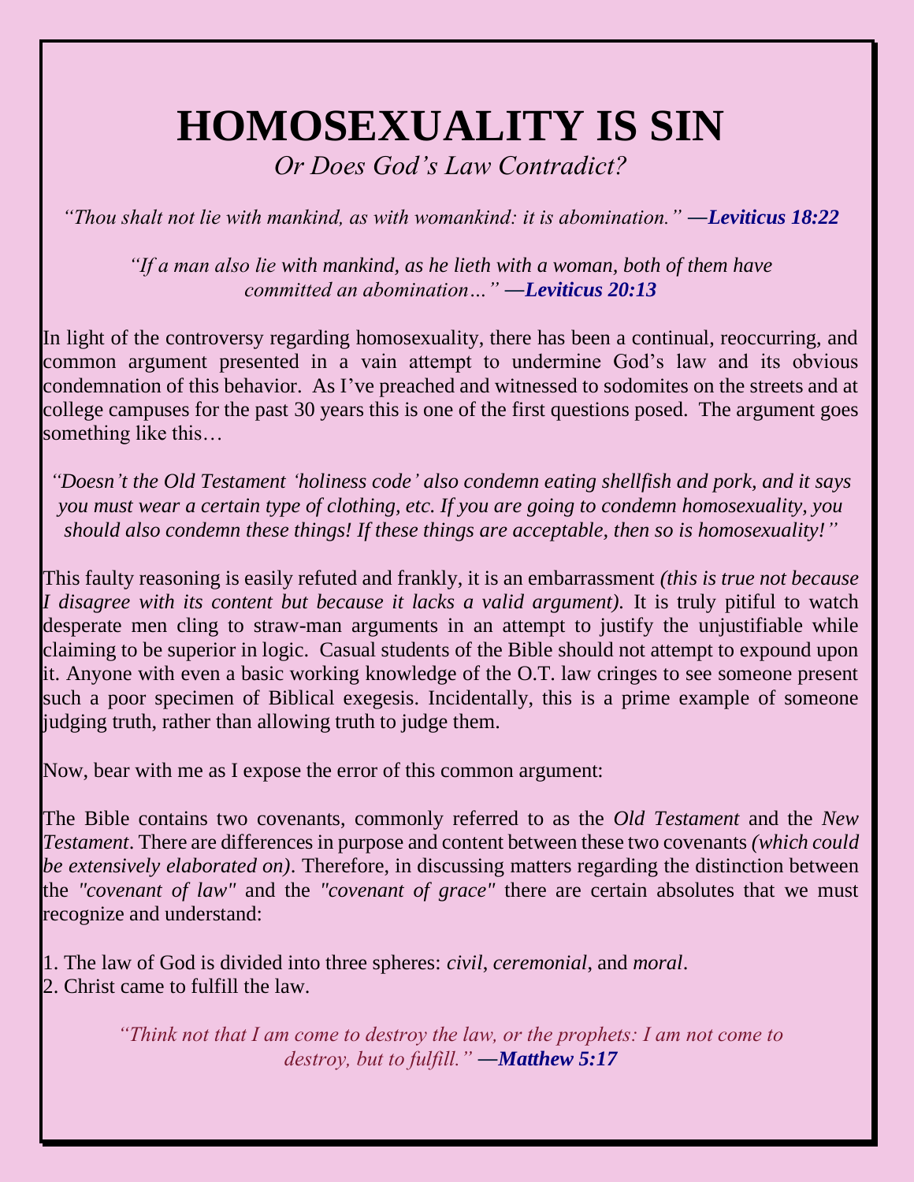# HOMOSEXUALITY IS SIN

*Or Does God's Law Contradict?*

*"Thou shalt not lie with mankind, as with womankind: it is abomination."* **—*Leviticus 18:22***

*"If a man also lie with mankind, as he lieth with a woman, both of them have committed an abomination…"* **—*Leviticus 20:13***

In light of the controversy regarding homosexuality, there has been a continual, reoccurring, and common argument presented in a vain attempt to undermine God's law and its obvious condemnation of this behavior. As I've preached and witnessed to sodomites on the streets and at college campuses for the past 30 years this is one of the first questions posed. The argument goes something like this…

*"Doesn't the Old Testament 'holiness code' also condemn eating shellfish and pork, and it says you must wear a certain type of clothing, etc. If you are going to condemn homosexuality, you should also condemn these things! If these things are acceptable, then so is homosexuality!"*

This faulty reasoning is easily refuted and frankly, it is an embarrassment *(this is true not because I disagree with its content but because it lacks a valid argument).* It is truly pitiful to watch desperate men cling to straw-man arguments in an attempt to justify the unjustifiable while claiming to be superior in logic. Casual students of the Bible should not attempt to expound upon it. Anyone with even a basic working knowledge of the O.T. law cringes to see someone present such a poor specimen of Biblical exegesis. Incidentally, this is a prime example of someone judging truth, rather than allowing truth to judge them.

Now, bear with me as I expose the error of this common argument:

The Bible contains two covenants, commonly referred to as the *Old Testament* and the *New Testament*. There are differences in purpose and content between these two covenants *(which could be extensively elaborated on)*. Therefore, in discussing matters regarding the distinction between the *"covenant of law"* and the *"covenant of grace"* there are certain absolutes that we must recognize and understand:

1. The law of God is divided into three spheres: *civil*, *ceremonial*, and *moral*.
2. Christ came to fulfill the law.

*"Think not that I am come to destroy the law, or the prophets: I am not come to destroy, but to fulfill."* **—*Matthew 5:17***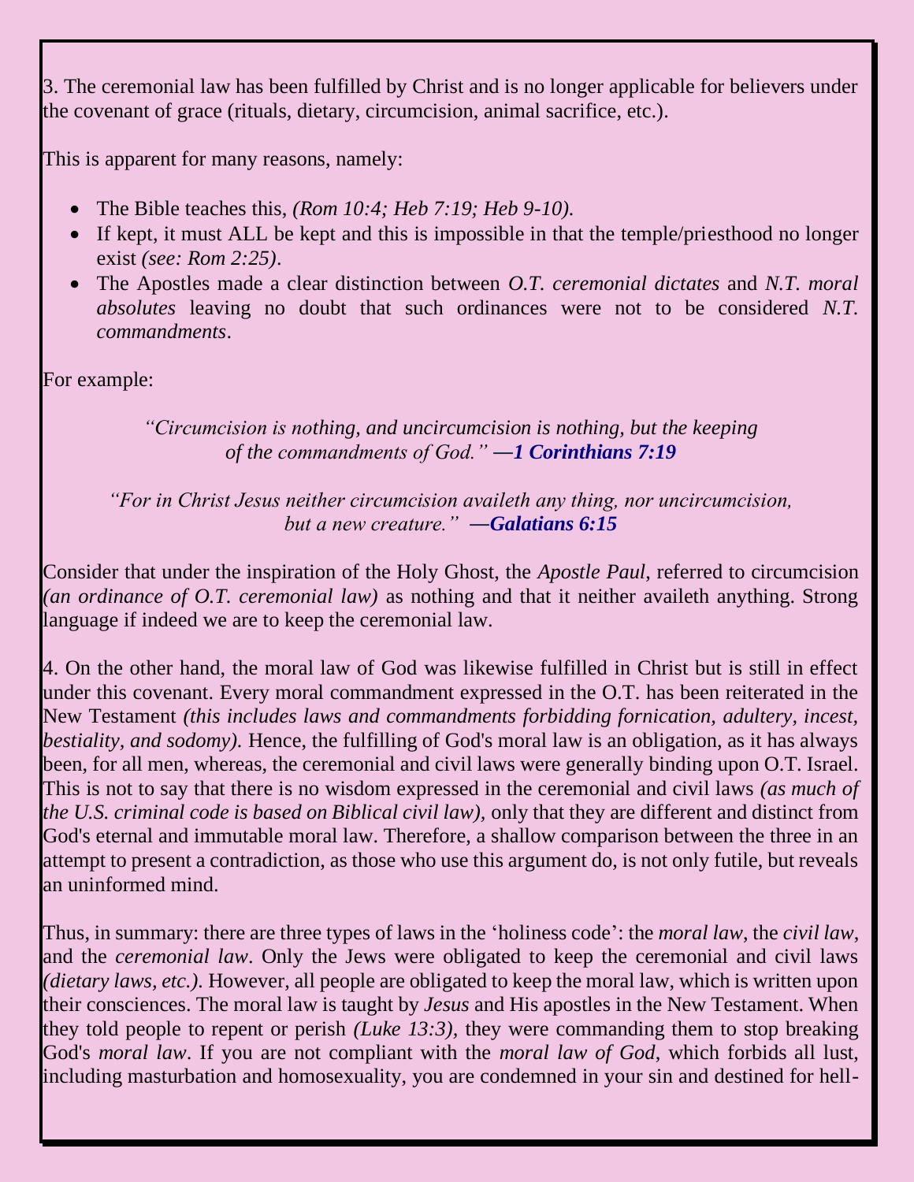3. The ceremonial law has been fulfilled by Christ and is no longer applicable for believers under the covenant of grace (rituals, dietary, circumcision, animal sacrifice, etc.).

This is apparent for many reasons, namely:

- The Bible teaches this, *(Rom 10:4; Heb 7:19; Heb 9-10)*.
- If kept, it must ALL be kept and this is impossible in that the temple/priesthood no longer exist *(see: Rom 2:25)*.
- The Apostles made a clear distinction between *O.T. ceremonial dictates* and *N.T. moral absolutes* leaving no doubt that such ordinances were not to be considered *N.T. commandments*.

For example:

> *"Circumcision is nothing, and uncircumcision is nothing, but the keeping of the commandments of God."* ***—1 Corinthians 7:19***

> *"For in Christ Jesus neither circumcision availeth any thing, nor uncircumcision, but a new creature."* ***—Galatians 6:15***

Consider that under the inspiration of the Holy Ghost, the *Apostle Paul*, referred to circumcision *(an ordinance of O.T. ceremonial law)* as nothing and that it neither availeth anything. Strong language if indeed we are to keep the ceremonial law.

4. On the other hand, the moral law of God was likewise fulfilled in Christ but is still in effect under this covenant. Every moral commandment expressed in the O.T. has been reiterated in the New Testament *(this includes laws and commandments forbidding fornication, adultery, incest, bestiality, and sodomy)*. Hence, the fulfilling of God's moral law is an obligation, as it has always been, for all men, whereas, the ceremonial and civil laws were generally binding upon O.T. Israel. This is not to say that there is no wisdom expressed in the ceremonial and civil laws *(as much of the U.S. criminal code is based on Biblical civil law)*, only that they are different and distinct from God's eternal and immutable moral law. Therefore, a shallow comparison between the three in an attempt to present a contradiction, as those who use this argument do, is not only futile, but reveals an uninformed mind.

Thus, in summary: there are three types of laws in the 'holiness code': the *moral law*, the *civil law*, and the *ceremonial law*. Only the Jews were obligated to keep the ceremonial and civil laws *(dietary laws, etc.)*. However, all people are obligated to keep the moral law, which is written upon their consciences. The moral law is taught by *Jesus* and His apostles in the New Testament. When they told people to repent or perish *(Luke 13:3)*, they were commanding them to stop breaking God's *moral law*. If you are not compliant with the *moral law of God*, which forbids all lust, including masturbation and homosexuality, you are condemned in your sin and destined for hell-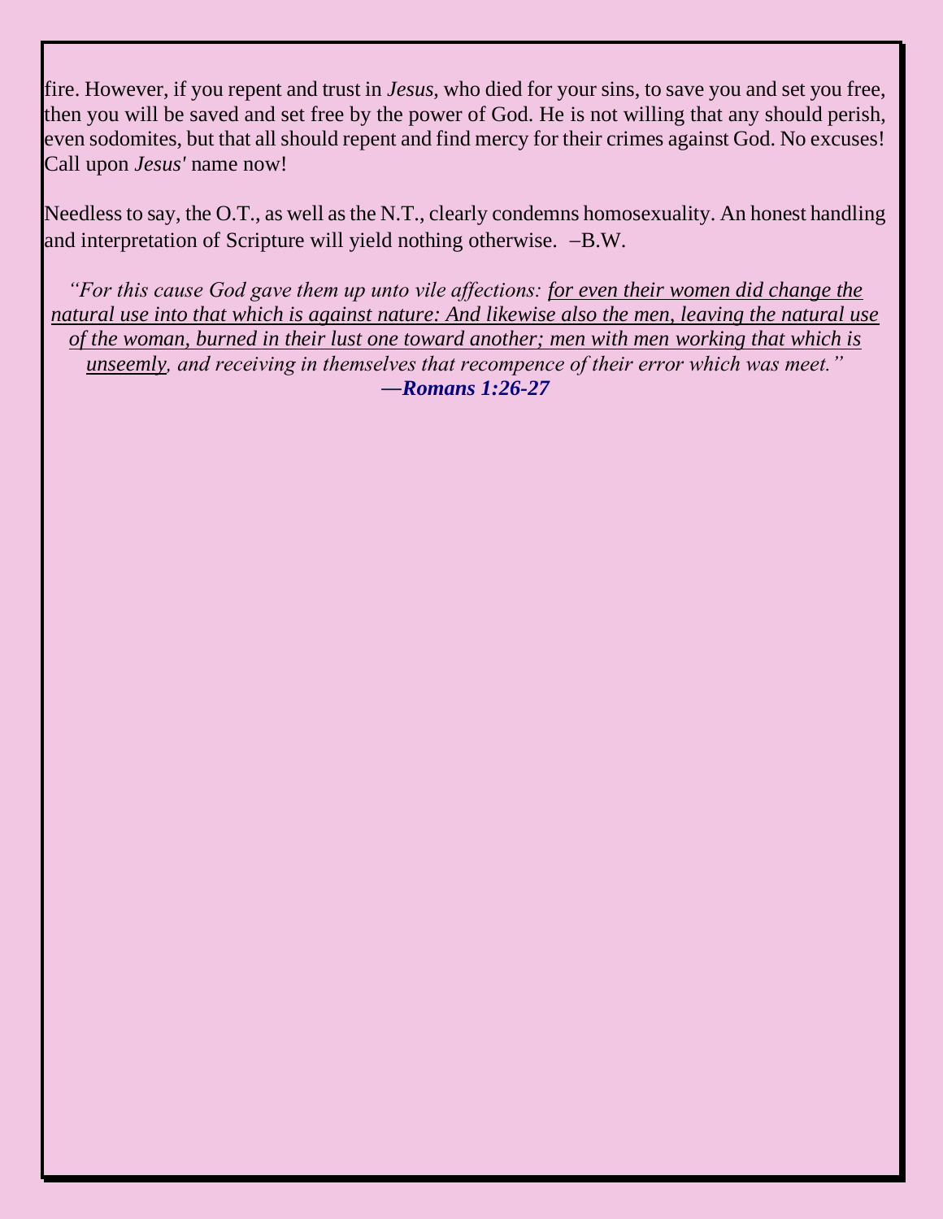fire. However, if you repent and trust in *Jesus*, who died for your sins, to save you and set you free, then you will be saved and set free by the power of God. He is not willing that any should perish, even sodomites, but that all should repent and find mercy for their crimes against God. No excuses! Call upon *Jesus'* name now!

Needless to say, the O.T., as well as the N.T., clearly condemns homosexuality. An honest handling and interpretation of Scripture will yield nothing otherwise. –B.W.

*"For this cause God gave them up unto vile affections: <u>for even their women did change the natural use into that which is against nature: And likewise also the men, leaving the natural use of the woman, burned in their lust one toward another; men with men working that which is unseemly</u>, and receiving in themselves that recompence of their error which was meet."*
***—Romans 1:26-27***